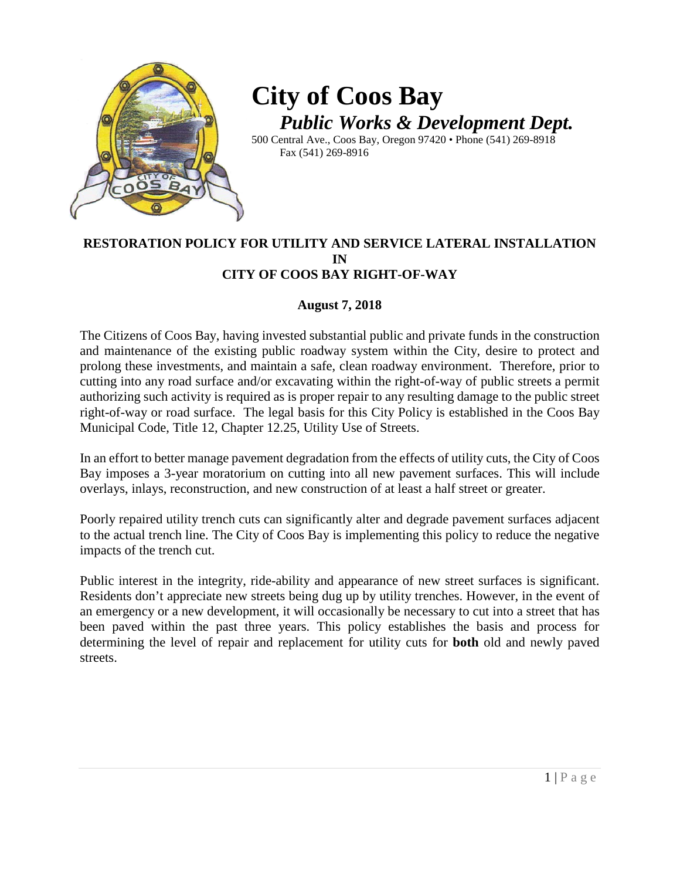# City of Coos Bay

***Public Works & Development Dept.***

500 Central Ave., Coos Bay, Oregon 97420 • Phone (541) 269-8918
Fax (541) 269-8916

## RESTORATION POLICY FOR UTILITY AND SERVICE LATERAL INSTALLATION IN CITY OF COOS BAY RIGHT-OF-WAY

**August 7, 2018**

The Citizens of Coos Bay, having invested substantial public and private funds in the construction and maintenance of the existing public roadway system within the City, desire to protect and prolong these investments, and maintain a safe, clean roadway environment. Therefore, prior to cutting into any road surface and/or excavating within the right-of-way of public streets a permit authorizing such activity is required as is proper repair to any resulting damage to the public street right-of-way or road surface. The legal basis for this City Policy is established in the Coos Bay Municipal Code, Title 12, Chapter 12.25, Utility Use of Streets.

In an effort to better manage pavement degradation from the effects of utility cuts, the City of Coos Bay imposes a 3-year moratorium on cutting into all new pavement surfaces. This will include overlays, inlays, reconstruction, and new construction of at least a half street or greater.

Poorly repaired utility trench cuts can significantly alter and degrade pavement surfaces adjacent to the actual trench line. The City of Coos Bay is implementing this policy to reduce the negative impacts of the trench cut.

Public interest in the integrity, ride-ability and appearance of new street surfaces is significant. Residents don't appreciate new streets being dug up by utility trenches. However, in the event of an emergency or a new development, it will occasionally be necessary to cut into a street that has been paved within the past three years. This policy establishes the basis and process for determining the level of repair and replacement for utility cuts for **both** old and newly paved streets.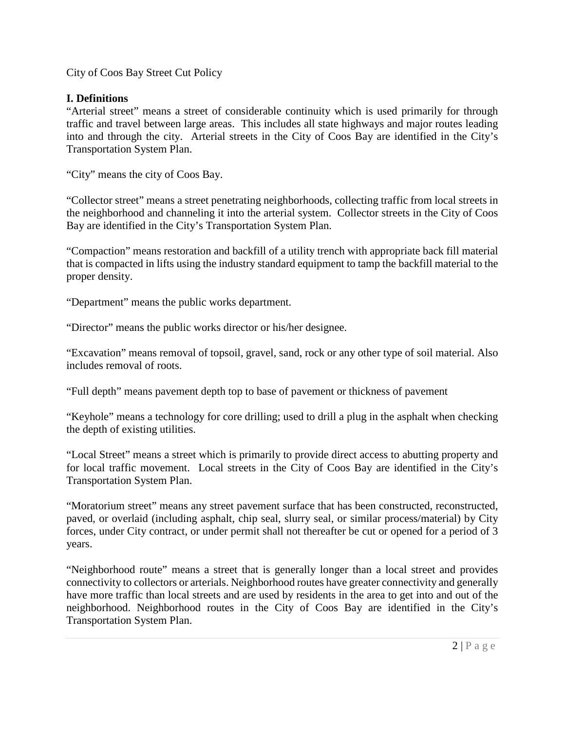City of Coos Bay Street Cut Policy

## I. Definitions

"Arterial street" means a street of considerable continuity which is used primarily for through traffic and travel between large areas. This includes all state highways and major routes leading into and through the city. Arterial streets in the City of Coos Bay are identified in the City's Transportation System Plan.

"City" means the city of Coos Bay.

"Collector street" means a street penetrating neighborhoods, collecting traffic from local streets in the neighborhood and channeling it into the arterial system. Collector streets in the City of Coos Bay are identified in the City's Transportation System Plan.

"Compaction" means restoration and backfill of a utility trench with appropriate back fill material that is compacted in lifts using the industry standard equipment to tamp the backfill material to the proper density.

"Department" means the public works department.

"Director" means the public works director or his/her designee.

"Excavation" means removal of topsoil, gravel, sand, rock or any other type of soil material. Also includes removal of roots.

"Full depth" means pavement depth top to base of pavement or thickness of pavement

"Keyhole" means a technology for core drilling; used to drill a plug in the asphalt when checking the depth of existing utilities.

"Local Street" means a street which is primarily to provide direct access to abutting property and for local traffic movement. Local streets in the City of Coos Bay are identified in the City's Transportation System Plan.

"Moratorium street" means any street pavement surface that has been constructed, reconstructed, paved, or overlaid (including asphalt, chip seal, slurry seal, or similar process/material) by City forces, under City contract, or under permit shall not thereafter be cut or opened for a period of 3 years.

"Neighborhood route" means a street that is generally longer than a local street and provides connectivity to collectors or arterials. Neighborhood routes have greater connectivity and generally have more traffic than local streets and are used by residents in the area to get into and out of the neighborhood. Neighborhood routes in the City of Coos Bay are identified in the City's Transportation System Plan.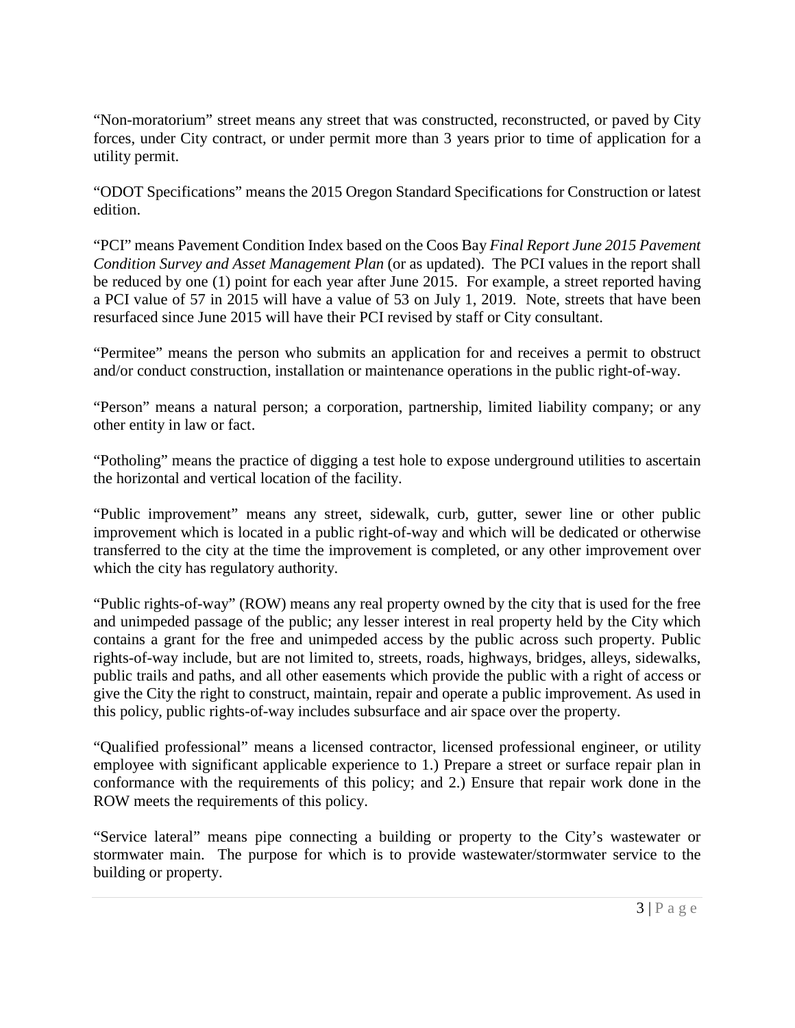"Non-moratorium" street means any street that was constructed, reconstructed, or paved by City forces, under City contract, or under permit more than 3 years prior to time of application for a utility permit.

"ODOT Specifications" means the 2015 Oregon Standard Specifications for Construction or latest edition.

"PCI" means Pavement Condition Index based on the Coos Bay *Final Report June 2015 Pavement Condition Survey and Asset Management Plan* (or as updated). The PCI values in the report shall be reduced by one (1) point for each year after June 2015. For example, a street reported having a PCI value of 57 in 2015 will have a value of 53 on July 1, 2019. Note, streets that have been resurfaced since June 2015 will have their PCI revised by staff or City consultant.

"Permitee" means the person who submits an application for and receives a permit to obstruct and/or conduct construction, installation or maintenance operations in the public right-of-way.

"Person" means a natural person; a corporation, partnership, limited liability company; or any other entity in law or fact.

"Potholing" means the practice of digging a test hole to expose underground utilities to ascertain the horizontal and vertical location of the facility.

"Public improvement" means any street, sidewalk, curb, gutter, sewer line or other public improvement which is located in a public right-of-way and which will be dedicated or otherwise transferred to the city at the time the improvement is completed, or any other improvement over which the city has regulatory authority.

"Public rights-of-way" (ROW) means any real property owned by the city that is used for the free and unimpeded passage of the public; any lesser interest in real property held by the City which contains a grant for the free and unimpeded access by the public across such property. Public rights-of-way include, but are not limited to, streets, roads, highways, bridges, alleys, sidewalks, public trails and paths, and all other easements which provide the public with a right of access or give the City the right to construct, maintain, repair and operate a public improvement. As used in this policy, public rights-of-way includes subsurface and air space over the property.

"Qualified professional" means a licensed contractor, licensed professional engineer, or utility employee with significant applicable experience to 1.) Prepare a street or surface repair plan in conformance with the requirements of this policy; and 2.) Ensure that repair work done in the ROW meets the requirements of this policy.

"Service lateral" means pipe connecting a building or property to the City's wastewater or stormwater main. The purpose for which is to provide wastewater/stormwater service to the building or property.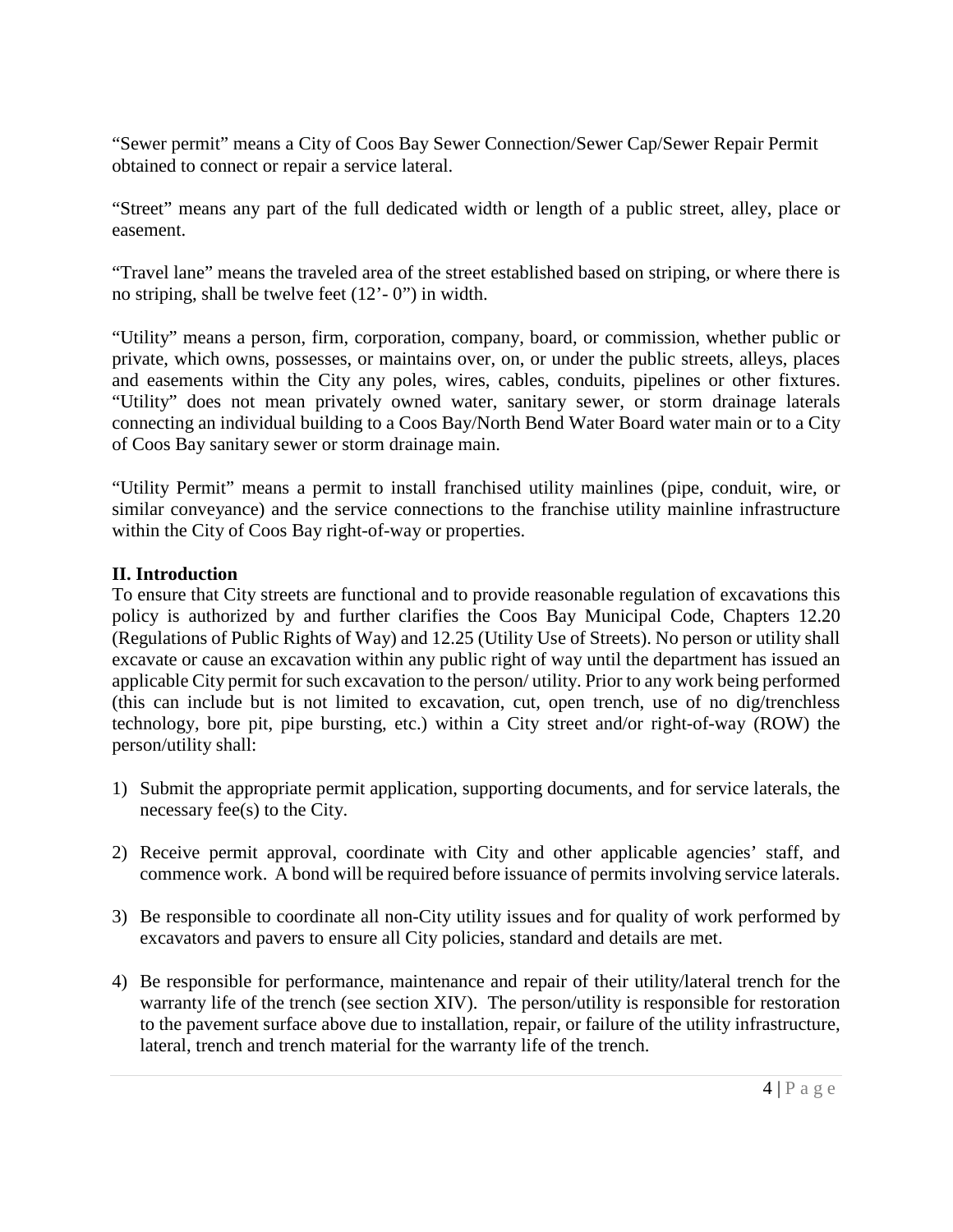"Sewer permit" means a City of Coos Bay Sewer Connection/Sewer Cap/Sewer Repair Permit obtained to connect or repair a service lateral.

"Street" means any part of the full dedicated width or length of a public street, alley, place or easement.

"Travel lane" means the traveled area of the street established based on striping, or where there is no striping, shall be twelve feet (12'- 0") in width.

"Utility" means a person, firm, corporation, company, board, or commission, whether public or private, which owns, possesses, or maintains over, on, or under the public streets, alleys, places and easements within the City any poles, wires, cables, conduits, pipelines or other fixtures. "Utility" does not mean privately owned water, sanitary sewer, or storm drainage laterals connecting an individual building to a Coos Bay/North Bend Water Board water main or to a City of Coos Bay sanitary sewer or storm drainage main.

"Utility Permit" means a permit to install franchised utility mainlines (pipe, conduit, wire, or similar conveyance) and the service connections to the franchise utility mainline infrastructure within the City of Coos Bay right-of-way or properties.

## II. Introduction

To ensure that City streets are functional and to provide reasonable regulation of excavations this policy is authorized by and further clarifies the Coos Bay Municipal Code, Chapters 12.20 (Regulations of Public Rights of Way) and 12.25 (Utility Use of Streets). No person or utility shall excavate or cause an excavation within any public right of way until the department has issued an applicable City permit for such excavation to the person/ utility. Prior to any work being performed (this can include but is not limited to excavation, cut, open trench, use of no dig/trenchless technology, bore pit, pipe bursting, etc.) within a City street and/or right-of-way (ROW) the person/utility shall:

1) Submit the appropriate permit application, supporting documents, and for service laterals, the necessary fee(s) to the City.

2) Receive permit approval, coordinate with City and other applicable agencies' staff, and commence work. A bond will be required before issuance of permits involving service laterals.

3) Be responsible to coordinate all non-City utility issues and for quality of work performed by excavators and pavers to ensure all City policies, standard and details are met.

4) Be responsible for performance, maintenance and repair of their utility/lateral trench for the warranty life of the trench (see section XIV). The person/utility is responsible for restoration to the pavement surface above due to installation, repair, or failure of the utility infrastructure, lateral, trench and trench material for the warranty life of the trench.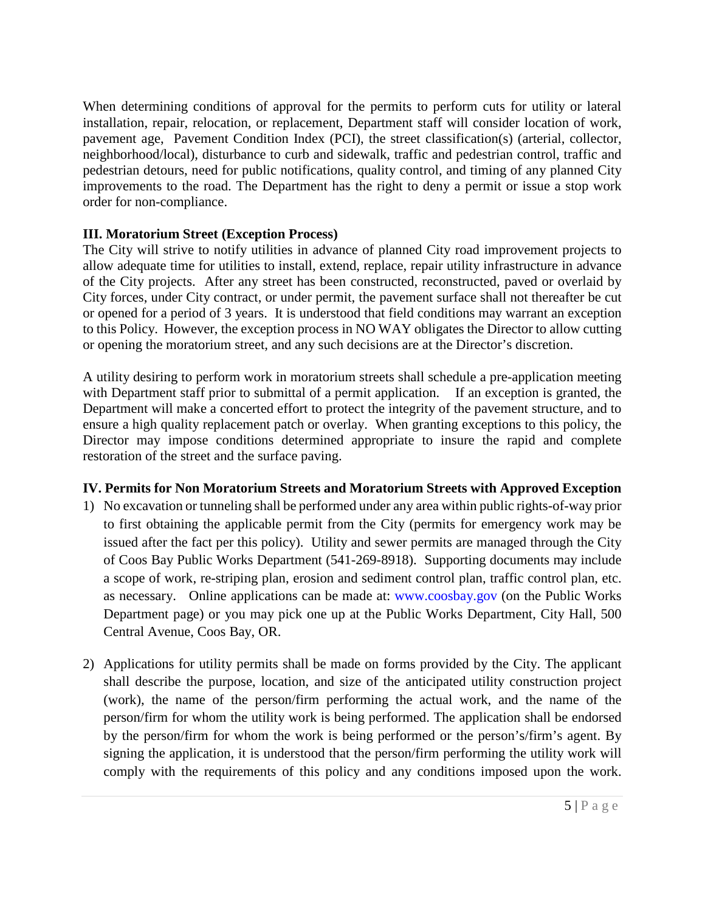When determining conditions of approval for the permits to perform cuts for utility or lateral installation, repair, relocation, or replacement, Department staff will consider location of work, pavement age, Pavement Condition Index (PCI), the street classification(s) (arterial, collector, neighborhood/local), disturbance to curb and sidewalk, traffic and pedestrian control, traffic and pedestrian detours, need for public notifications, quality control, and timing of any planned City improvements to the road. The Department has the right to deny a permit or issue a stop work order for non-compliance.

**III. Moratorium Street (Exception Process)**

The City will strive to notify utilities in advance of planned City road improvement projects to allow adequate time for utilities to install, extend, replace, repair utility infrastructure in advance of the City projects. After any street has been constructed, reconstructed, paved or overlaid by City forces, under City contract, or under permit, the pavement surface shall not thereafter be cut or opened for a period of 3 years. It is understood that field conditions may warrant an exception to this Policy. However, the exception process in NO WAY obligates the Director to allow cutting or opening the moratorium street, and any such decisions are at the Director's discretion.

A utility desiring to perform work in moratorium streets shall schedule a pre-application meeting with Department staff prior to submittal of a permit application. If an exception is granted, the Department will make a concerted effort to protect the integrity of the pavement structure, and to ensure a high quality replacement patch or overlay. When granting exceptions to this policy, the Director may impose conditions determined appropriate to insure the rapid and complete restoration of the street and the surface paving.

**IV. Permits for Non Moratorium Streets and Moratorium Streets with Approved Exception**

1) No excavation or tunneling shall be performed under any area within public rights-of-way prior to first obtaining the applicable permit from the City (permits for emergency work may be issued after the fact per this policy). Utility and sewer permits are managed through the City of Coos Bay Public Works Department (541-269-8918). Supporting documents may include a scope of work, re-striping plan, erosion and sediment control plan, traffic control plan, etc. as necessary. Online applications can be made at: www.coosbay.gov (on the Public Works Department page) or you may pick one up at the Public Works Department, City Hall, 500 Central Avenue, Coos Bay, OR.

2) Applications for utility permits shall be made on forms provided by the City. The applicant shall describe the purpose, location, and size of the anticipated utility construction project (work), the name of the person/firm performing the actual work, and the name of the person/firm for whom the utility work is being performed. The application shall be endorsed by the person/firm for whom the work is being performed or the person's/firm's agent. By signing the application, it is understood that the person/firm performing the utility work will comply with the requirements of this policy and any conditions imposed upon the work.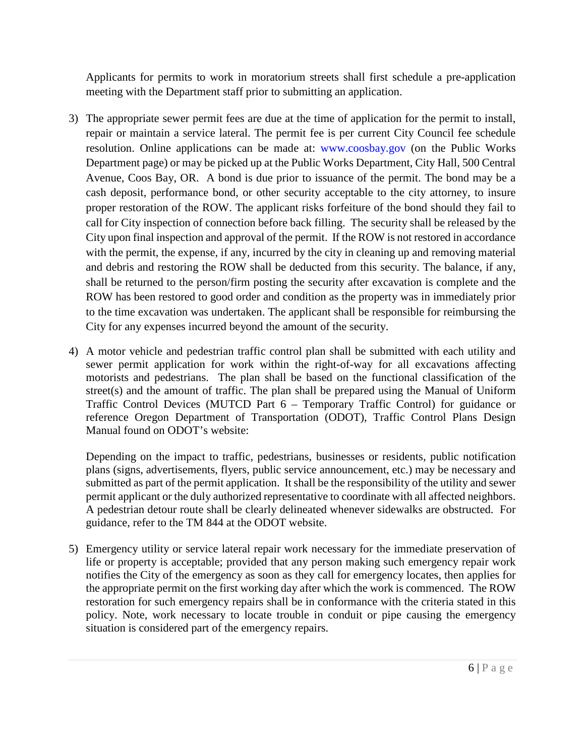Applicants for permits to work in moratorium streets shall first schedule a pre-application meeting with the Department staff prior to submitting an application.

3) The appropriate sewer permit fees are due at the time of application for the permit to install, repair or maintain a service lateral. The permit fee is per current City Council fee schedule resolution. Online applications can be made at: www.coosbay.gov (on the Public Works Department page) or may be picked up at the Public Works Department, City Hall, 500 Central Avenue, Coos Bay, OR. A bond is due prior to issuance of the permit. The bond may be a cash deposit, performance bond, or other security acceptable to the city attorney, to insure proper restoration of the ROW. The applicant risks forfeiture of the bond should they fail to call for City inspection of connection before back filling. The security shall be released by the City upon final inspection and approval of the permit. If the ROW is not restored in accordance with the permit, the expense, if any, incurred by the city in cleaning up and removing material and debris and restoring the ROW shall be deducted from this security. The balance, if any, shall be returned to the person/firm posting the security after excavation is complete and the ROW has been restored to good order and condition as the property was in immediately prior to the time excavation was undertaken. The applicant shall be responsible for reimbursing the City for any expenses incurred beyond the amount of the security.

4) A motor vehicle and pedestrian traffic control plan shall be submitted with each utility and sewer permit application for work within the right-of-way for all excavations affecting motorists and pedestrians. The plan shall be based on the functional classification of the street(s) and the amount of traffic. The plan shall be prepared using the Manual of Uniform Traffic Control Devices (MUTCD Part 6 – Temporary Traffic Control) for guidance or reference Oregon Department of Transportation (ODOT), Traffic Control Plans Design Manual found on ODOT's website:

   Depending on the impact to traffic, pedestrians, businesses or residents, public notification plans (signs, advertisements, flyers, public service announcement, etc.) may be necessary and submitted as part of the permit application. It shall be the responsibility of the utility and sewer permit applicant or the duly authorized representative to coordinate with all affected neighbors. A pedestrian detour route shall be clearly delineated whenever sidewalks are obstructed. For guidance, refer to the TM 844 at the ODOT website.

5) Emergency utility or service lateral repair work necessary for the immediate preservation of life or property is acceptable; provided that any person making such emergency repair work notifies the City of the emergency as soon as they call for emergency locates, then applies for the appropriate permit on the first working day after which the work is commenced. The ROW restoration for such emergency repairs shall be in conformance with the criteria stated in this policy. Note, work necessary to locate trouble in conduit or pipe causing the emergency situation is considered part of the emergency repairs.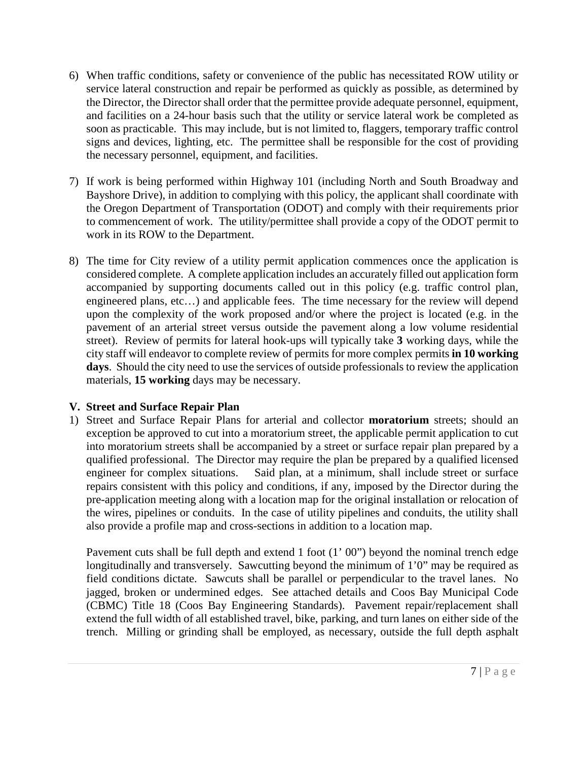6) When traffic conditions, safety or convenience of the public has necessitated ROW utility or service lateral construction and repair be performed as quickly as possible, as determined by the Director, the Director shall order that the permittee provide adequate personnel, equipment, and facilities on a 24-hour basis such that the utility or service lateral work be completed as soon as practicable. This may include, but is not limited to, flaggers, temporary traffic control signs and devices, lighting, etc. The permittee shall be responsible for the cost of providing the necessary personnel, equipment, and facilities.

7) If work is being performed within Highway 101 (including North and South Broadway and Bayshore Drive), in addition to complying with this policy, the applicant shall coordinate with the Oregon Department of Transportation (ODOT) and comply with their requirements prior to commencement of work. The utility/permittee shall provide a copy of the ODOT permit to work in its ROW to the Department.

8) The time for City review of a utility permit application commences once the application is considered complete. A complete application includes an accurately filled out application form accompanied by supporting documents called out in this policy (e.g. traffic control plan, engineered plans, etc…) and applicable fees. The time necessary for the review will depend upon the complexity of the work proposed and/or where the project is located (e.g. in the pavement of an arterial street versus outside the pavement along a low volume residential street). Review of permits for lateral hook-ups will typically take **3** working days, while the city staff will endeavor to complete review of permits for more complex permits **in 10 working days**. Should the city need to use the services of outside professionals to review the application materials, **15 working** days may be necessary.

## V. Street and Surface Repair Plan

1) Street and Surface Repair Plans for arterial and collector **moratorium** streets; should an exception be approved to cut into a moratorium street, the applicable permit application to cut into moratorium streets shall be accompanied by a street or surface repair plan prepared by a qualified professional. The Director may require the plan be prepared by a qualified licensed engineer for complex situations. Said plan, at a minimum, shall include street or surface repairs consistent with this policy and conditions, if any, imposed by the Director during the pre-application meeting along with a location map for the original installation or relocation of the wires, pipelines or conduits. In the case of utility pipelines and conduits, the utility shall also provide a profile map and cross-sections in addition to a location map.

   Pavement cuts shall be full depth and extend 1 foot (1' 00") beyond the nominal trench edge longitudinally and transversely. Sawcutting beyond the minimum of 1'0" may be required as field conditions dictate. Sawcuts shall be parallel or perpendicular to the travel lanes. No jagged, broken or undermined edges. See attached details and Coos Bay Municipal Code (CBMC) Title 18 (Coos Bay Engineering Standards). Pavement repair/replacement shall extend the full width of all established travel, bike, parking, and turn lanes on either side of the trench. Milling or grinding shall be employed, as necessary, outside the full depth asphalt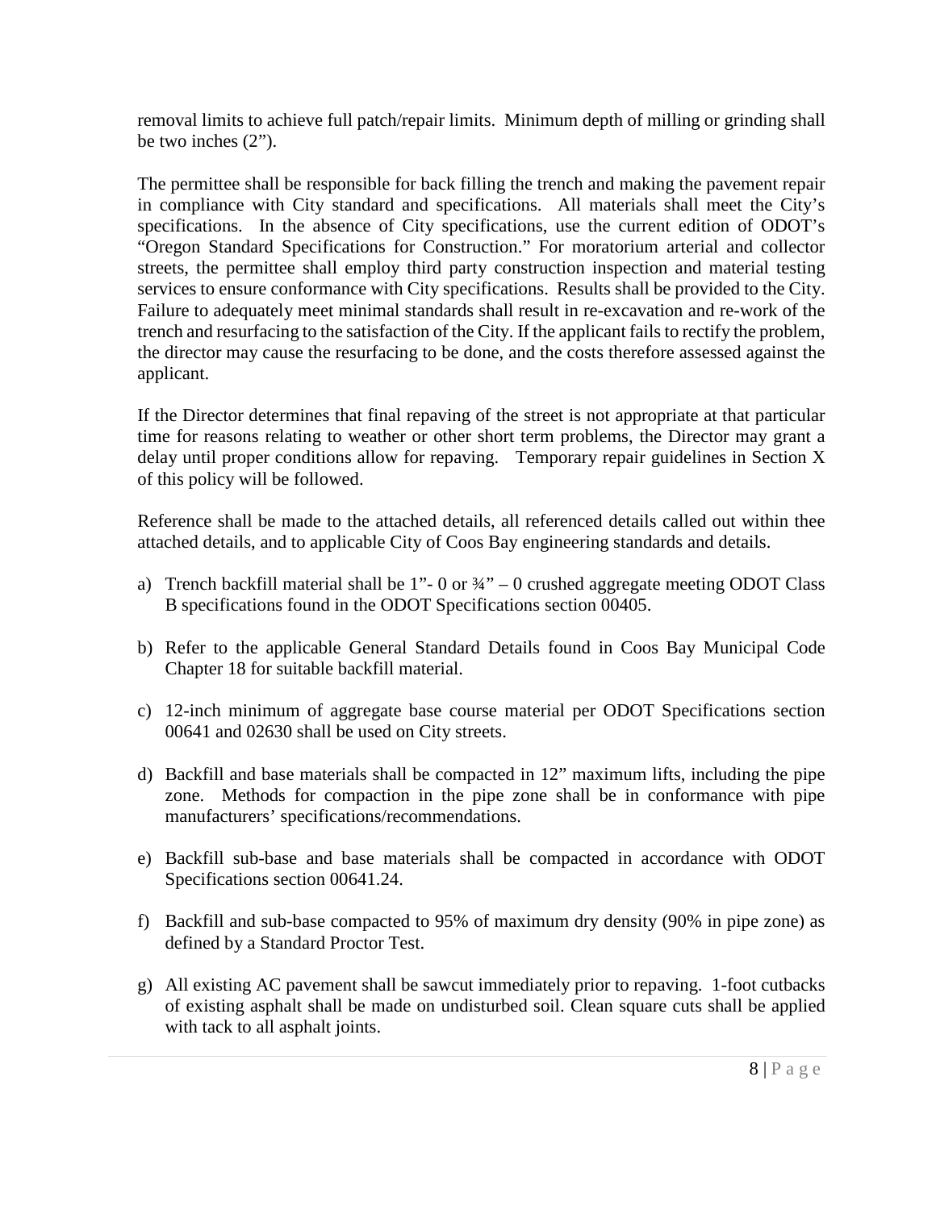removal limits to achieve full patch/repair limits. Minimum depth of milling or grinding shall be two inches (2").

The permittee shall be responsible for back filling the trench and making the pavement repair in compliance with City standard and specifications. All materials shall meet the City's specifications. In the absence of City specifications, use the current edition of ODOT's "Oregon Standard Specifications for Construction." For moratorium arterial and collector streets, the permittee shall employ third party construction inspection and material testing services to ensure conformance with City specifications. Results shall be provided to the City. Failure to adequately meet minimal standards shall result in re-excavation and re-work of the trench and resurfacing to the satisfaction of the City. If the applicant fails to rectify the problem, the director may cause the resurfacing to be done, and the costs therefore assessed against the applicant.

If the Director determines that final repaving of the street is not appropriate at that particular time for reasons relating to weather or other short term problems, the Director may grant a delay until proper conditions allow for repaving. Temporary repair guidelines in Section X of this policy will be followed.

Reference shall be made to the attached details, all referenced details called out within thee attached details, and to applicable City of Coos Bay engineering standards and details.

a) Trench backfill material shall be 1"- 0 or ¾" – 0 crushed aggregate meeting ODOT Class B specifications found in the ODOT Specifications section 00405.

b) Refer to the applicable General Standard Details found in Coos Bay Municipal Code Chapter 18 for suitable backfill material.

c) 12-inch minimum of aggregate base course material per ODOT Specifications section 00641 and 02630 shall be used on City streets.

d) Backfill and base materials shall be compacted in 12" maximum lifts, including the pipe zone. Methods for compaction in the pipe zone shall be in conformance with pipe manufacturers' specifications/recommendations.

e) Backfill sub-base and base materials shall be compacted in accordance with ODOT Specifications section 00641.24.

f) Backfill and sub-base compacted to 95% of maximum dry density (90% in pipe zone) as defined by a Standard Proctor Test.

g) All existing AC pavement shall be sawcut immediately prior to repaving. 1-foot cutbacks of existing asphalt shall be made on undisturbed soil. Clean square cuts shall be applied with tack to all asphalt joints.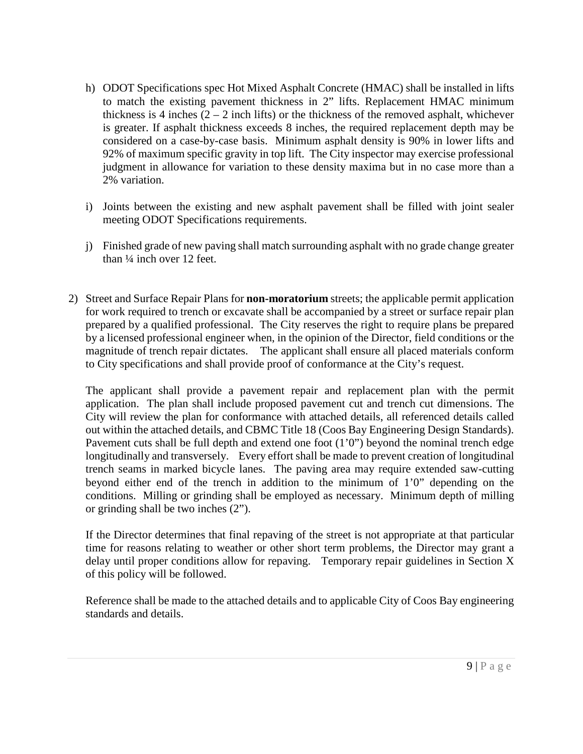h) ODOT Specifications spec Hot Mixed Asphalt Concrete (HMAC) shall be installed in lifts to match the existing pavement thickness in 2" lifts. Replacement HMAC minimum thickness is 4 inches (2 – 2 inch lifts) or the thickness of the removed asphalt, whichever is greater. If asphalt thickness exceeds 8 inches, the required replacement depth may be considered on a case-by-case basis. Minimum asphalt density is 90% in lower lifts and 92% of maximum specific gravity in top lift. The City inspector may exercise professional judgment in allowance for variation to these density maxima but in no case more than a 2% variation.

i) Joints between the existing and new asphalt pavement shall be filled with joint sealer meeting ODOT Specifications requirements.

j) Finished grade of new paving shall match surrounding asphalt with no grade change greater than ¼ inch over 12 feet.

2) Street and Surface Repair Plans for **non-moratorium** streets; the applicable permit application for work required to trench or excavate shall be accompanied by a street or surface repair plan prepared by a qualified professional. The City reserves the right to require plans be prepared by a licensed professional engineer when, in the opinion of the Director, field conditions or the magnitude of trench repair dictates. The applicant shall ensure all placed materials conform to City specifications and shall provide proof of conformance at the City's request.

   The applicant shall provide a pavement repair and replacement plan with the permit application. The plan shall include proposed pavement cut and trench cut dimensions. The City will review the plan for conformance with attached details, all referenced details called out within the attached details, and CBMC Title 18 (Coos Bay Engineering Design Standards). Pavement cuts shall be full depth and extend one foot (1'0") beyond the nominal trench edge longitudinally and transversely. Every effort shall be made to prevent creation of longitudinal trench seams in marked bicycle lanes. The paving area may require extended saw-cutting beyond either end of the trench in addition to the minimum of 1'0" depending on the conditions. Milling or grinding shall be employed as necessary. Minimum depth of milling or grinding shall be two inches (2").

   If the Director determines that final repaving of the street is not appropriate at that particular time for reasons relating to weather or other short term problems, the Director may grant a delay until proper conditions allow for repaving. Temporary repair guidelines in Section X of this policy will be followed.

   Reference shall be made to the attached details and to applicable City of Coos Bay engineering standards and details.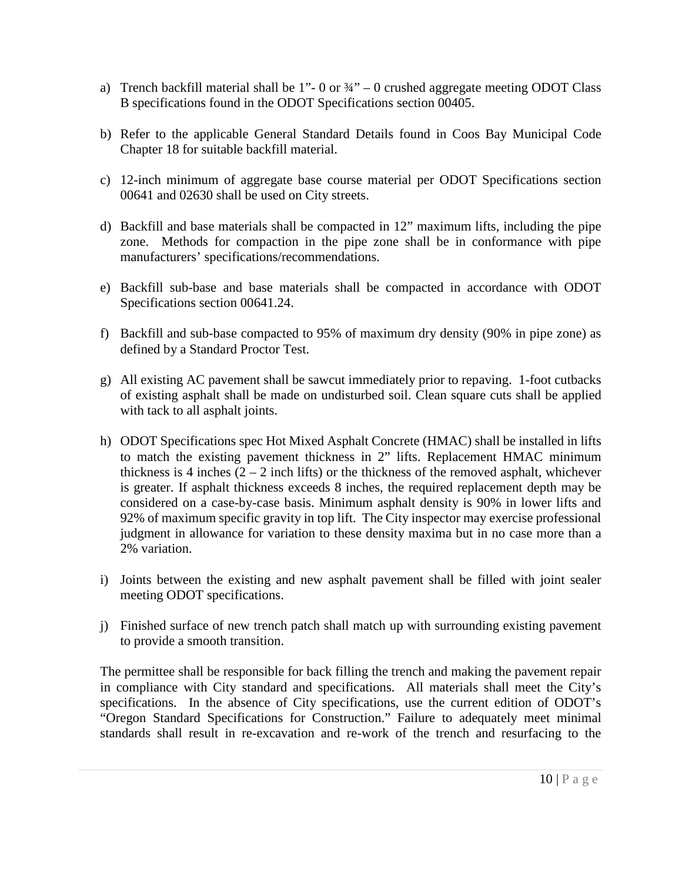a) Trench backfill material shall be 1"- 0 or ¾" – 0 crushed aggregate meeting ODOT Class B specifications found in the ODOT Specifications section 00405.

b) Refer to the applicable General Standard Details found in Coos Bay Municipal Code Chapter 18 for suitable backfill material.

c) 12-inch minimum of aggregate base course material per ODOT Specifications section 00641 and 02630 shall be used on City streets.

d) Backfill and base materials shall be compacted in 12" maximum lifts, including the pipe zone. Methods for compaction in the pipe zone shall be in conformance with pipe manufacturers' specifications/recommendations.

e) Backfill sub-base and base materials shall be compacted in accordance with ODOT Specifications section 00641.24.

f) Backfill and sub-base compacted to 95% of maximum dry density (90% in pipe zone) as defined by a Standard Proctor Test.

g) All existing AC pavement shall be sawcut immediately prior to repaving. 1-foot cutbacks of existing asphalt shall be made on undisturbed soil. Clean square cuts shall be applied with tack to all asphalt joints.

h) ODOT Specifications spec Hot Mixed Asphalt Concrete (HMAC) shall be installed in lifts to match the existing pavement thickness in 2" lifts. Replacement HMAC minimum thickness is 4 inches (2 – 2 inch lifts) or the thickness of the removed asphalt, whichever is greater. If asphalt thickness exceeds 8 inches, the required replacement depth may be considered on a case-by-case basis. Minimum asphalt density is 90% in lower lifts and 92% of maximum specific gravity in top lift. The City inspector may exercise professional judgment in allowance for variation to these density maxima but in no case more than a 2% variation.

i) Joints between the existing and new asphalt pavement shall be filled with joint sealer meeting ODOT specifications.

j) Finished surface of new trench patch shall match up with surrounding existing pavement to provide a smooth transition.

The permittee shall be responsible for back filling the trench and making the pavement repair in compliance with City standard and specifications. All materials shall meet the City's specifications. In the absence of City specifications, use the current edition of ODOT's "Oregon Standard Specifications for Construction." Failure to adequately meet minimal standards shall result in re-excavation and re-work of the trench and resurfacing to the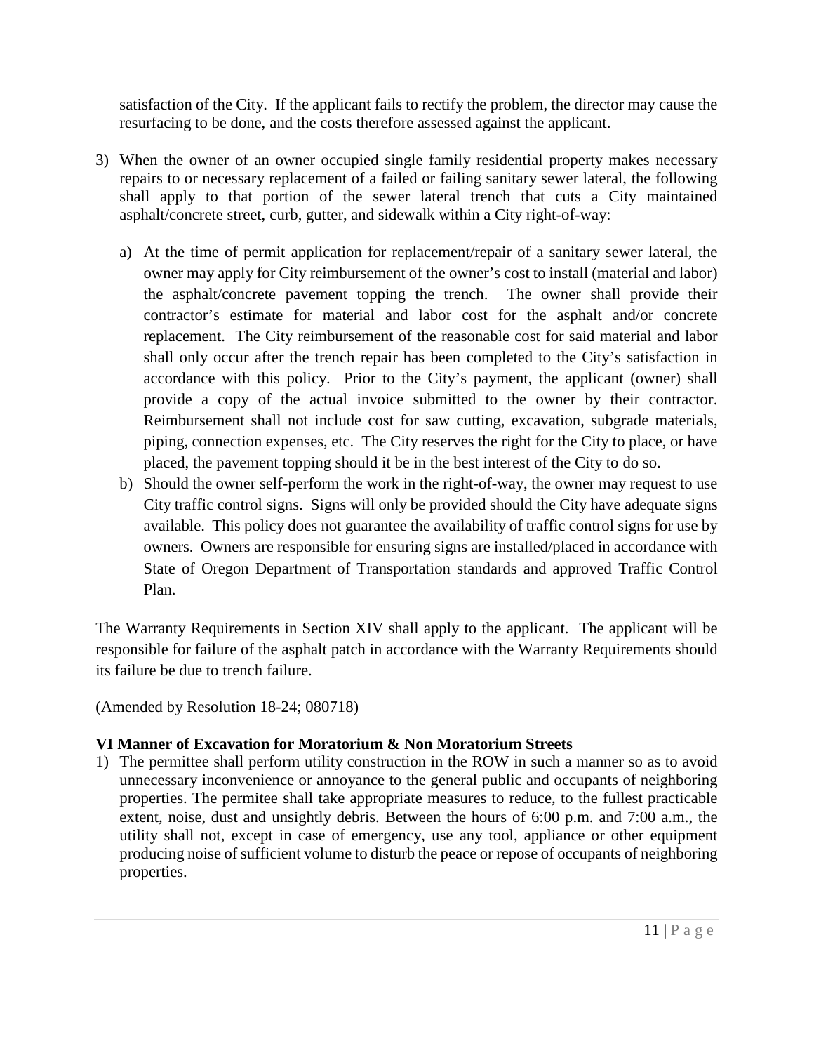satisfaction of the City. If the applicant fails to rectify the problem, the director may cause the resurfacing to be done, and the costs therefore assessed against the applicant.

3) When the owner of an owner occupied single family residential property makes necessary repairs to or necessary replacement of a failed or failing sanitary sewer lateral, the following shall apply to that portion of the sewer lateral trench that cuts a City maintained asphalt/concrete street, curb, gutter, and sidewalk within a City right-of-way:

   a) At the time of permit application for replacement/repair of a sanitary sewer lateral, the owner may apply for City reimbursement of the owner's cost to install (material and labor) the asphalt/concrete pavement topping the trench. The owner shall provide their contractor's estimate for material and labor cost for the asphalt and/or concrete replacement. The City reimbursement of the reasonable cost for said material and labor shall only occur after the trench repair has been completed to the City's satisfaction in accordance with this policy. Prior to the City's payment, the applicant (owner) shall provide a copy of the actual invoice submitted to the owner by their contractor. Reimbursement shall not include cost for saw cutting, excavation, subgrade materials, piping, connection expenses, etc. The City reserves the right for the City to place, or have placed, the pavement topping should it be in the best interest of the City to do so.
   b) Should the owner self-perform the work in the right-of-way, the owner may request to use City traffic control signs. Signs will only be provided should the City have adequate signs available. This policy does not guarantee the availability of traffic control signs for use by owners. Owners are responsible for ensuring signs are installed/placed in accordance with State of Oregon Department of Transportation standards and approved Traffic Control Plan.

The Warranty Requirements in Section XIV shall apply to the applicant. The applicant will be responsible for failure of the asphalt patch in accordance with the Warranty Requirements should its failure be due to trench failure.

(Amended by Resolution 18-24; 080718)

**VI Manner of Excavation for Moratorium & Non Moratorium Streets**

1) The permittee shall perform utility construction in the ROW in such a manner so as to avoid unnecessary inconvenience or annoyance to the general public and occupants of neighboring properties. The permitee shall take appropriate measures to reduce, to the fullest practicable extent, noise, dust and unsightly debris. Between the hours of 6:00 p.m. and 7:00 a.m., the utility shall not, except in case of emergency, use any tool, appliance or other equipment producing noise of sufficient volume to disturb the peace or repose of occupants of neighboring properties.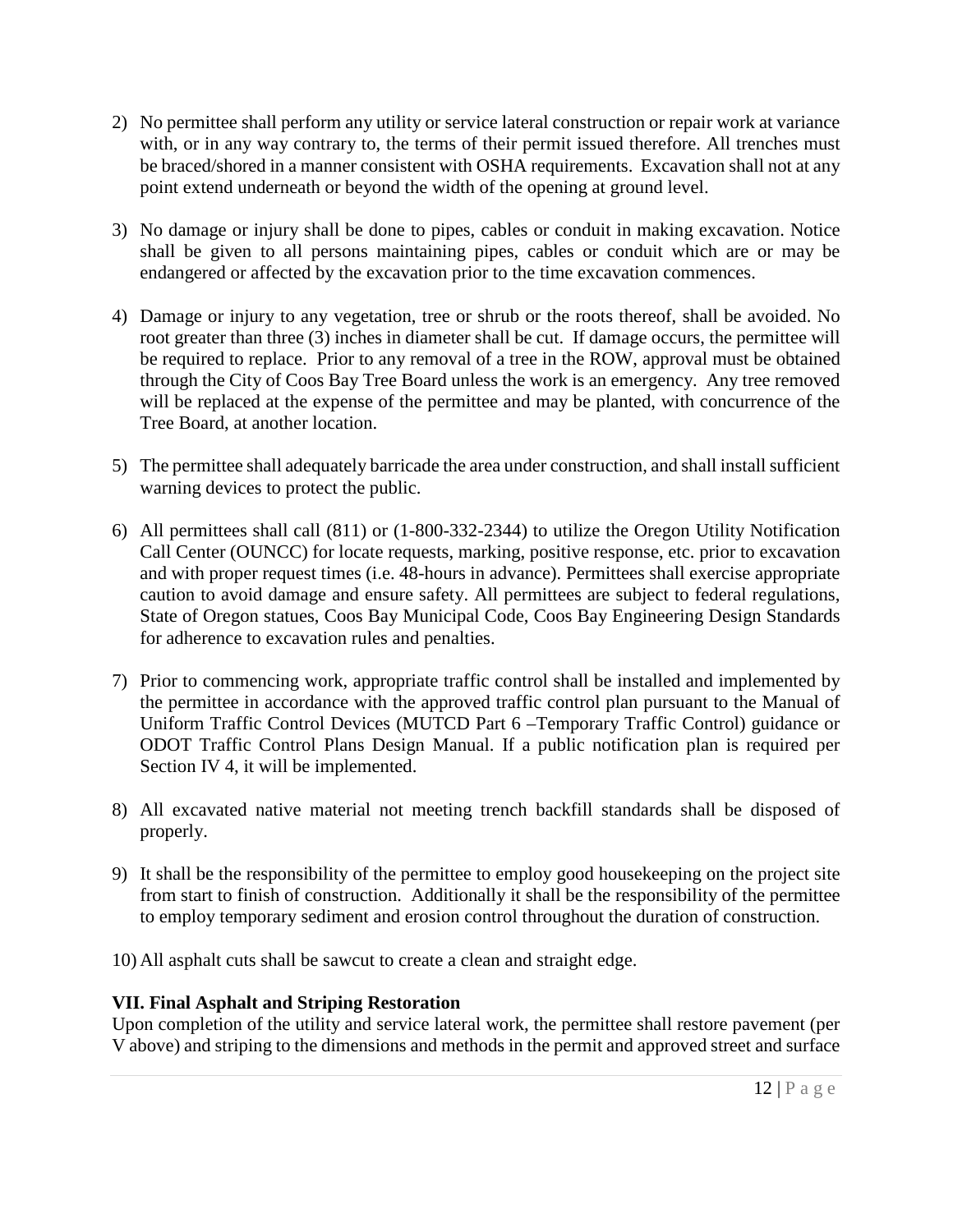2) No permittee shall perform any utility or service lateral construction or repair work at variance with, or in any way contrary to, the terms of their permit issued therefore. All trenches must be braced/shored in a manner consistent with OSHA requirements. Excavation shall not at any point extend underneath or beyond the width of the opening at ground level.

3) No damage or injury shall be done to pipes, cables or conduit in making excavation. Notice shall be given to all persons maintaining pipes, cables or conduit which are or may be endangered or affected by the excavation prior to the time excavation commences.

4) Damage or injury to any vegetation, tree or shrub or the roots thereof, shall be avoided. No root greater than three (3) inches in diameter shall be cut. If damage occurs, the permittee will be required to replace. Prior to any removal of a tree in the ROW, approval must be obtained through the City of Coos Bay Tree Board unless the work is an emergency. Any tree removed will be replaced at the expense of the permittee and may be planted, with concurrence of the Tree Board, at another location.

5) The permittee shall adequately barricade the area under construction, and shall install sufficient warning devices to protect the public.

6) All permittees shall call (811) or (1-800-332-2344) to utilize the Oregon Utility Notification Call Center (OUNCC) for locate requests, marking, positive response, etc. prior to excavation and with proper request times (i.e. 48-hours in advance). Permittees shall exercise appropriate caution to avoid damage and ensure safety. All permittees are subject to federal regulations, State of Oregon statues, Coos Bay Municipal Code, Coos Bay Engineering Design Standards for adherence to excavation rules and penalties.

7) Prior to commencing work, appropriate traffic control shall be installed and implemented by the permittee in accordance with the approved traffic control plan pursuant to the Manual of Uniform Traffic Control Devices (MUTCD Part 6 –Temporary Traffic Control) guidance or ODOT Traffic Control Plans Design Manual. If a public notification plan is required per Section IV 4, it will be implemented.

8) All excavated native material not meeting trench backfill standards shall be disposed of properly.

9) It shall be the responsibility of the permittee to employ good housekeeping on the project site from start to finish of construction. Additionally it shall be the responsibility of the permittee to employ temporary sediment and erosion control throughout the duration of construction.

10) All asphalt cuts shall be sawcut to create a clean and straight edge.

**VII. Final Asphalt and Striping Restoration**

Upon completion of the utility and service lateral work, the permittee shall restore pavement (per V above) and striping to the dimensions and methods in the permit and approved street and surface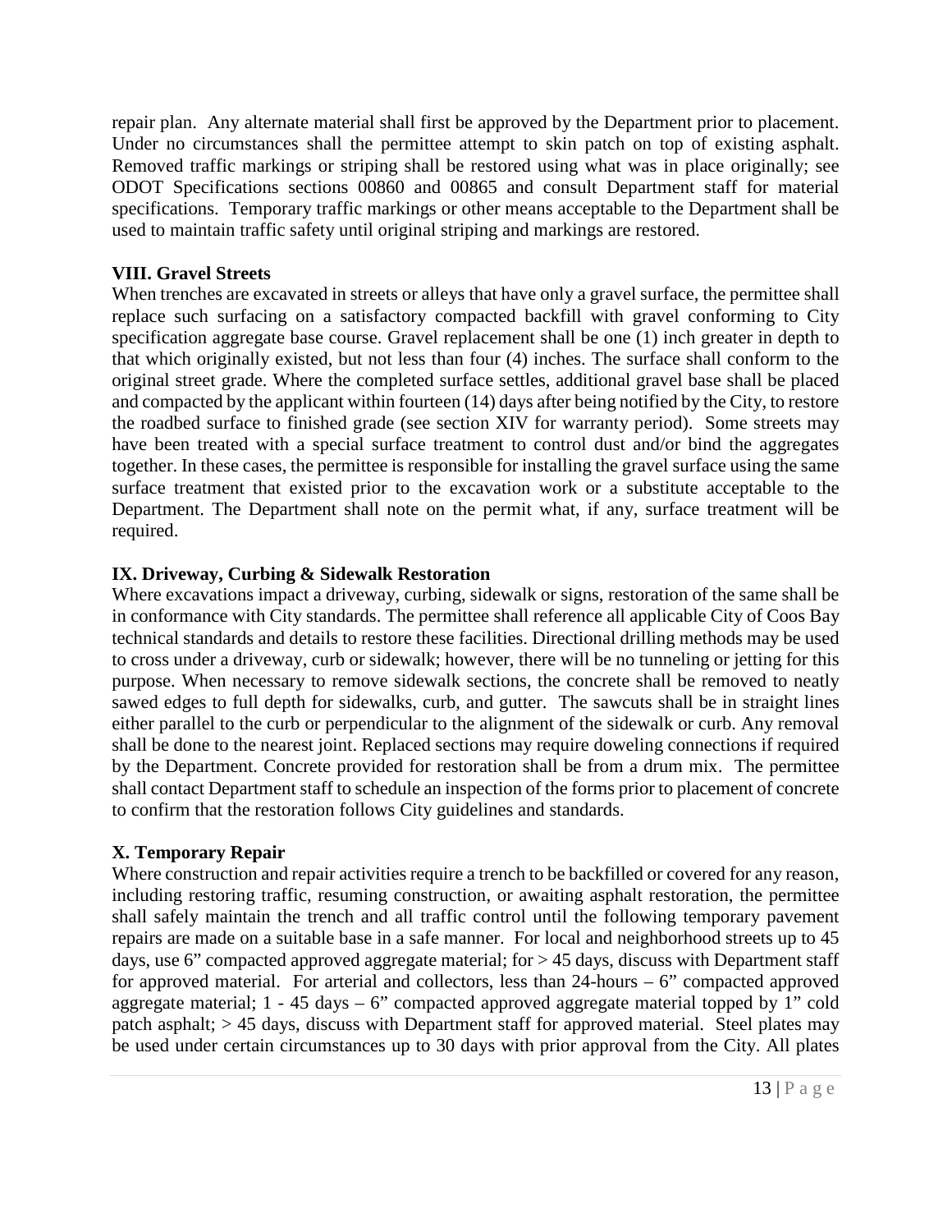repair plan. Any alternate material shall first be approved by the Department prior to placement. Under no circumstances shall the permittee attempt to skin patch on top of existing asphalt. Removed traffic markings or striping shall be restored using what was in place originally; see ODOT Specifications sections 00860 and 00865 and consult Department staff for material specifications. Temporary traffic markings or other means acceptable to the Department shall be used to maintain traffic safety until original striping and markings are restored.

**VIII. Gravel Streets**

When trenches are excavated in streets or alleys that have only a gravel surface, the permittee shall replace such surfacing on a satisfactory compacted backfill with gravel conforming to City specification aggregate base course. Gravel replacement shall be one (1) inch greater in depth to that which originally existed, but not less than four (4) inches. The surface shall conform to the original street grade. Where the completed surface settles, additional gravel base shall be placed and compacted by the applicant within fourteen (14) days after being notified by the City, to restore the roadbed surface to finished grade (see section XIV for warranty period). Some streets may have been treated with a special surface treatment to control dust and/or bind the aggregates together. In these cases, the permittee is responsible for installing the gravel surface using the same surface treatment that existed prior to the excavation work or a substitute acceptable to the Department. The Department shall note on the permit what, if any, surface treatment will be required.

**IX. Driveway, Curbing & Sidewalk Restoration**

Where excavations impact a driveway, curbing, sidewalk or signs, restoration of the same shall be in conformance with City standards. The permittee shall reference all applicable City of Coos Bay technical standards and details to restore these facilities. Directional drilling methods may be used to cross under a driveway, curb or sidewalk; however, there will be no tunneling or jetting for this purpose. When necessary to remove sidewalk sections, the concrete shall be removed to neatly sawed edges to full depth for sidewalks, curb, and gutter. The sawcuts shall be in straight lines either parallel to the curb or perpendicular to the alignment of the sidewalk or curb. Any removal shall be done to the nearest joint. Replaced sections may require doweling connections if required by the Department. Concrete provided for restoration shall be from a drum mix. The permittee shall contact Department staff to schedule an inspection of the forms prior to placement of concrete to confirm that the restoration follows City guidelines and standards.

**X. Temporary Repair**

Where construction and repair activities require a trench to be backfilled or covered for any reason, including restoring traffic, resuming construction, or awaiting asphalt restoration, the permittee shall safely maintain the trench and all traffic control until the following temporary pavement repairs are made on a suitable base in a safe manner. For local and neighborhood streets up to 45 days, use 6" compacted approved aggregate material; for > 45 days, discuss with Department staff for approved material. For arterial and collectors, less than 24-hours – 6" compacted approved aggregate material; 1 - 45 days – 6" compacted approved aggregate material topped by 1" cold patch asphalt; > 45 days, discuss with Department staff for approved material. Steel plates may be used under certain circumstances up to 30 days with prior approval from the City. All plates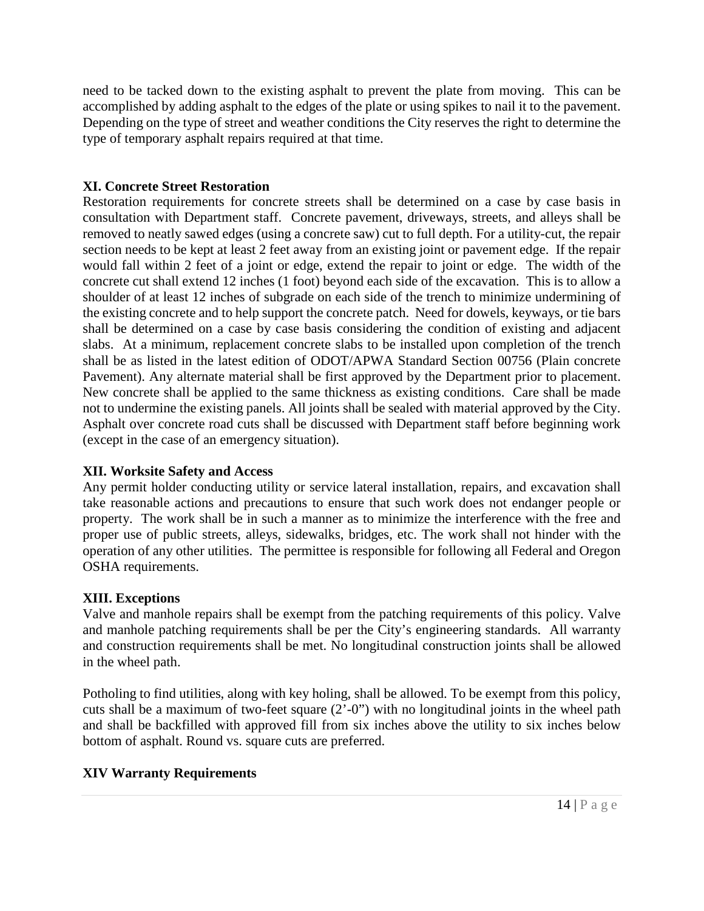need to be tacked down to the existing asphalt to prevent the plate from moving. This can be accomplished by adding asphalt to the edges of the plate or using spikes to nail it to the pavement. Depending on the type of street and weather conditions the City reserves the right to determine the type of temporary asphalt repairs required at that time.

## XI. Concrete Street Restoration

Restoration requirements for concrete streets shall be determined on a case by case basis in consultation with Department staff. Concrete pavement, driveways, streets, and alleys shall be removed to neatly sawed edges (using a concrete saw) cut to full depth. For a utility-cut, the repair section needs to be kept at least 2 feet away from an existing joint or pavement edge. If the repair would fall within 2 feet of a joint or edge, extend the repair to joint or edge. The width of the concrete cut shall extend 12 inches (1 foot) beyond each side of the excavation. This is to allow a shoulder of at least 12 inches of subgrade on each side of the trench to minimize undermining of the existing concrete and to help support the concrete patch. Need for dowels, keyways, or tie bars shall be determined on a case by case basis considering the condition of existing and adjacent slabs. At a minimum, replacement concrete slabs to be installed upon completion of the trench shall be as listed in the latest edition of ODOT/APWA Standard Section 00756 (Plain concrete Pavement). Any alternate material shall be first approved by the Department prior to placement. New concrete shall be applied to the same thickness as existing conditions. Care shall be made not to undermine the existing panels. All joints shall be sealed with material approved by the City. Asphalt over concrete road cuts shall be discussed with Department staff before beginning work (except in the case of an emergency situation).

## XII. Worksite Safety and Access

Any permit holder conducting utility or service lateral installation, repairs, and excavation shall take reasonable actions and precautions to ensure that such work does not endanger people or property. The work shall be in such a manner as to minimize the interference with the free and proper use of public streets, alleys, sidewalks, bridges, etc. The work shall not hinder with the operation of any other utilities. The permittee is responsible for following all Federal and Oregon OSHA requirements.

## XIII. Exceptions

Valve and manhole repairs shall be exempt from the patching requirements of this policy. Valve and manhole patching requirements shall be per the City's engineering standards. All warranty and construction requirements shall be met. No longitudinal construction joints shall be allowed in the wheel path.

Potholing to find utilities, along with key holing, shall be allowed. To be exempt from this policy, cuts shall be a maximum of two-feet square (2'-0") with no longitudinal joints in the wheel path and shall be backfilled with approved fill from six inches above the utility to six inches below bottom of asphalt. Round vs. square cuts are preferred.

## XIV Warranty Requirements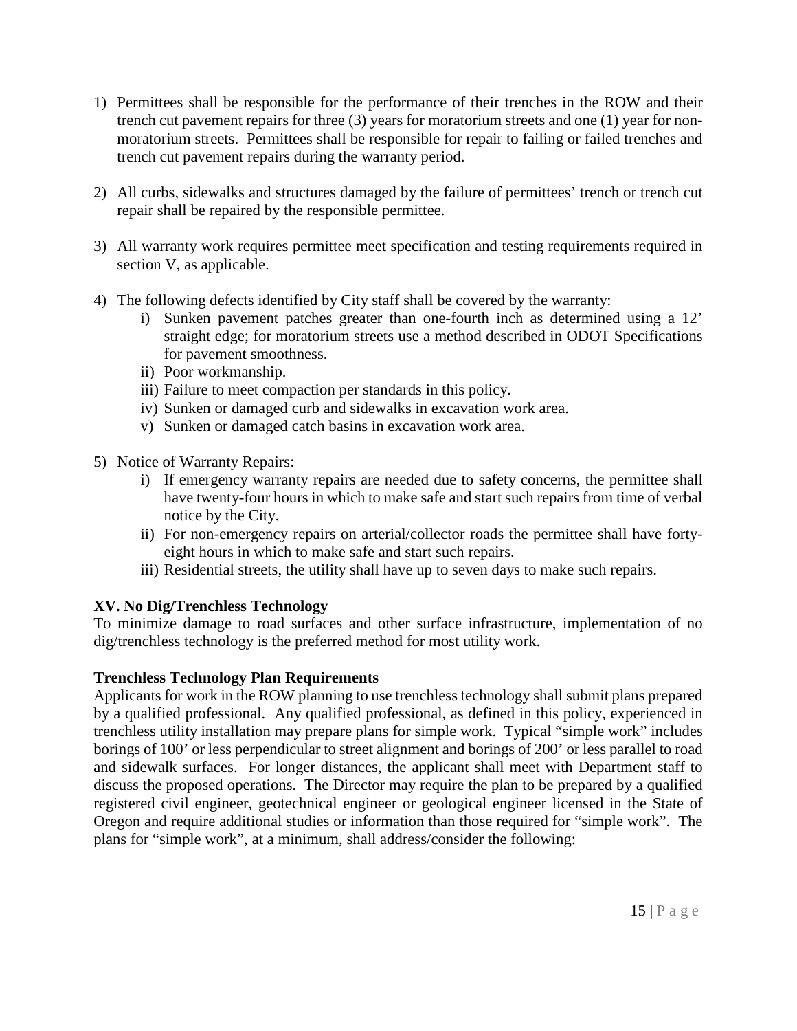1) Permittees shall be responsible for the performance of their trenches in the ROW and their trench cut pavement repairs for three (3) years for moratorium streets and one (1) year for non-moratorium streets. Permittees shall be responsible for repair to failing or failed trenches and trench cut pavement repairs during the warranty period.

2) All curbs, sidewalks and structures damaged by the failure of permittees' trench or trench cut repair shall be repaired by the responsible permittee.

3) All warranty work requires permittee meet specification and testing requirements required in section V, as applicable.

4) The following defects identified by City staff shall be covered by the warranty:
   i) Sunken pavement patches greater than one-fourth inch as determined using a 12' straight edge; for moratorium streets use a method described in ODOT Specifications for pavement smoothness.
   ii) Poor workmanship.
   iii) Failure to meet compaction per standards in this policy.
   iv) Sunken or damaged curb and sidewalks in excavation work area.
   v) Sunken or damaged catch basins in excavation work area.

5) Notice of Warranty Repairs:
   i) If emergency warranty repairs are needed due to safety concerns, the permittee shall have twenty-four hours in which to make safe and start such repairs from time of verbal notice by the City.
   ii) For non-emergency repairs on arterial/collector roads the permittee shall have forty-eight hours in which to make safe and start such repairs.
   iii) Residential streets, the utility shall have up to seven days to make such repairs.

**XV. No Dig/Trenchless Technology**

To minimize damage to road surfaces and other surface infrastructure, implementation of no dig/trenchless technology is the preferred method for most utility work.

**Trenchless Technology Plan Requirements**

Applicants for work in the ROW planning to use trenchless technology shall submit plans prepared by a qualified professional. Any qualified professional, as defined in this policy, experienced in trenchless utility installation may prepare plans for simple work. Typical "simple work" includes borings of 100' or less perpendicular to street alignment and borings of 200' or less parallel to road and sidewalk surfaces. For longer distances, the applicant shall meet with Department staff to discuss the proposed operations. The Director may require the plan to be prepared by a qualified registered civil engineer, geotechnical engineer or geological engineer licensed in the State of Oregon and require additional studies or information than those required for "simple work". The plans for "simple work", at a minimum, shall address/consider the following: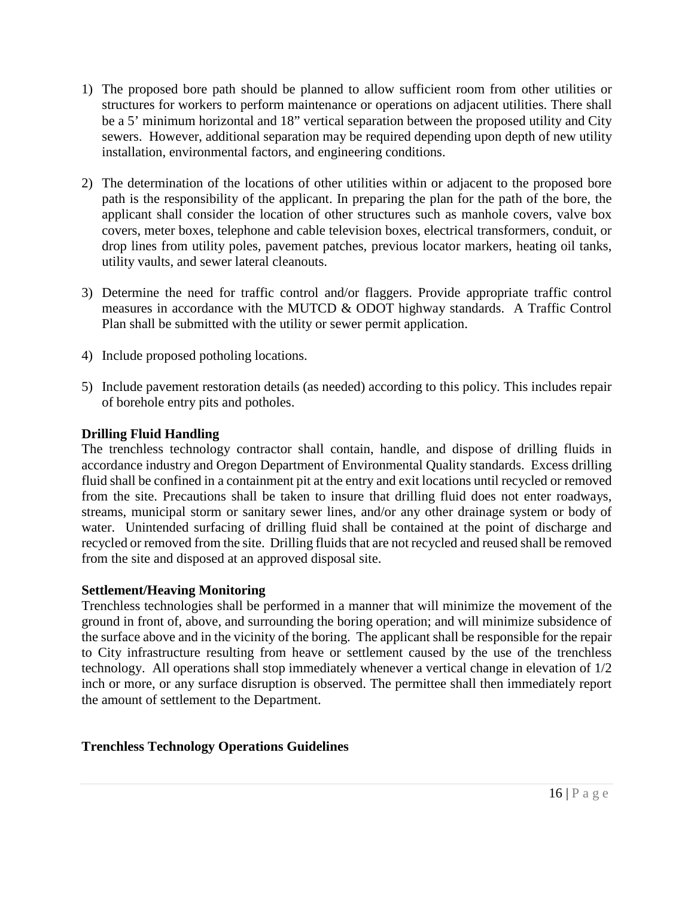1) The proposed bore path should be planned to allow sufficient room from other utilities or structures for workers to perform maintenance or operations on adjacent utilities. There shall be a 5' minimum horizontal and 18" vertical separation between the proposed utility and City sewers. However, additional separation may be required depending upon depth of new utility installation, environmental factors, and engineering conditions.

2) The determination of the locations of other utilities within or adjacent to the proposed bore path is the responsibility of the applicant. In preparing the plan for the path of the bore, the applicant shall consider the location of other structures such as manhole covers, valve box covers, meter boxes, telephone and cable television boxes, electrical transformers, conduit, or drop lines from utility poles, pavement patches, previous locator markers, heating oil tanks, utility vaults, and sewer lateral cleanouts.

3) Determine the need for traffic control and/or flaggers. Provide appropriate traffic control measures in accordance with the MUTCD & ODOT highway standards. A Traffic Control Plan shall be submitted with the utility or sewer permit application.

4) Include proposed potholing locations.

5) Include pavement restoration details (as needed) according to this policy. This includes repair of borehole entry pits and potholes.

**Drilling Fluid Handling**

The trenchless technology contractor shall contain, handle, and dispose of drilling fluids in accordance industry and Oregon Department of Environmental Quality standards. Excess drilling fluid shall be confined in a containment pit at the entry and exit locations until recycled or removed from the site. Precautions shall be taken to insure that drilling fluid does not enter roadways, streams, municipal storm or sanitary sewer lines, and/or any other drainage system or body of water. Unintended surfacing of drilling fluid shall be contained at the point of discharge and recycled or removed from the site. Drilling fluids that are not recycled and reused shall be removed from the site and disposed at an approved disposal site.

**Settlement/Heaving Monitoring**

Trenchless technologies shall be performed in a manner that will minimize the movement of the ground in front of, above, and surrounding the boring operation; and will minimize subsidence of the surface above and in the vicinity of the boring. The applicant shall be responsible for the repair to City infrastructure resulting from heave or settlement caused by the use of the trenchless technology. All operations shall stop immediately whenever a vertical change in elevation of 1/2 inch or more, or any surface disruption is observed. The permittee shall then immediately report the amount of settlement to the Department.

**Trenchless Technology Operations Guidelines**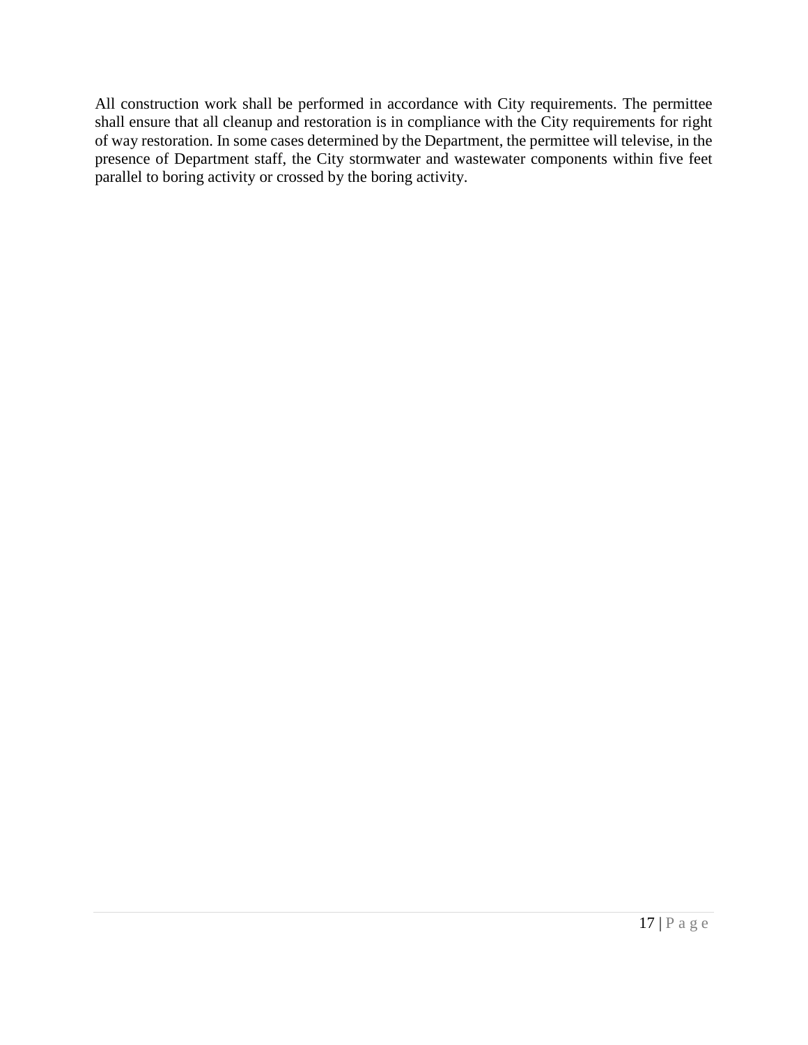All construction work shall be performed in accordance with City requirements. The permittee shall ensure that all cleanup and restoration is in compliance with the City requirements for right of way restoration. In some cases determined by the Department, the permittee will televise, in the presence of Department staff, the City stormwater and wastewater components within five feet parallel to boring activity or crossed by the boring activity.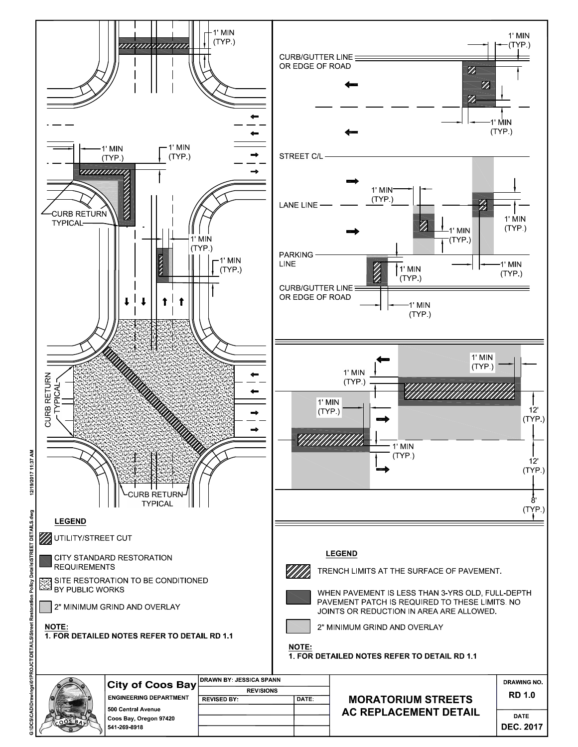**LEFT PANEL**

1' MIN (TYP.)

1' MIN (TYP.)

1' MIN (TYP.)

CURB RETURN TYPICAL

1' MIN (TYP.)

1' MIN (TYP.)

CURB RETURN TYPICAL

CURB RETURN TYPICAL

## LEGEND

- UTILITY/STREET CUT
- CITY STANDARD RESTORATION REQUIREMENTS
- SITE RESTORATION TO BE CONDITIONED BY PUBLIC WORKS
- 2" MINIMUM GRIND AND OVERLAY

**NOTE:**
**1. FOR DETAILED NOTES REFER TO DETAIL RD 1.1**

**RIGHT PANEL**

CURB/GUTTER LINE OR EDGE OF ROAD

1' MIN (TYP.)

1' MIN (TYP.)

STREET C/L

LANE LINE

PARKING LINE

CURB/GUTTER LINE OR EDGE OF ROAD

1' MIN (TYP.)

1' MIN (TYP.)

1' MIN (TYP.)

1' MIN (TYP.)

1' MIN (TYP.)

1' MIN (TYP.)

1' MIN (TYP.)

1' MIN (TYP.)

1' MIN (TYP.)

1' MIN (TYP.)

1' MIN (TYP.)

12' (TYP.)

12' (TYP.)

8' (TYP.)

## LEGEND

- TRENCH LIMITS AT THE SURFACE OF PAVEMENT.
- WHEN PAVEMENT IS LESS THAN 3-YRS OLD, FULL-DEPTH PAVEMENT PATCH IS REQUIRED TO THESE LIMITS. NO JOINTS OR REDUCTION IN AREA ARE ALLOWED.
- 2" MINIMUM GRIND AND OVERLAY

**NOTE:**
**1. FOR DETAILED NOTES REFER TO DETAIL RD 1.1**

---

| City of Coos Bay<br>ENGINEERING DEPARTMENT<br>500 Central Avenue<br>Coos Bay, Oregon 97420<br>541-269-8918 | DRAWN BY: JESSICA SPANN | | MORATORIUM STREETS AC REPLACEMENT DETAIL | DRAWING NO.<br>RD 1.0 |
|---|---|---|---|---|
| | REVISIONS | | | |
| | REVISED BY: | DATE: | | DATE<br>DEC. 2017 |

G:\DCS\CAD\Drawings\01PROJCT\DETAILS\Street Restoration Policy Details\STREET DETAILS.dwg 12/19/2017 11:37 AM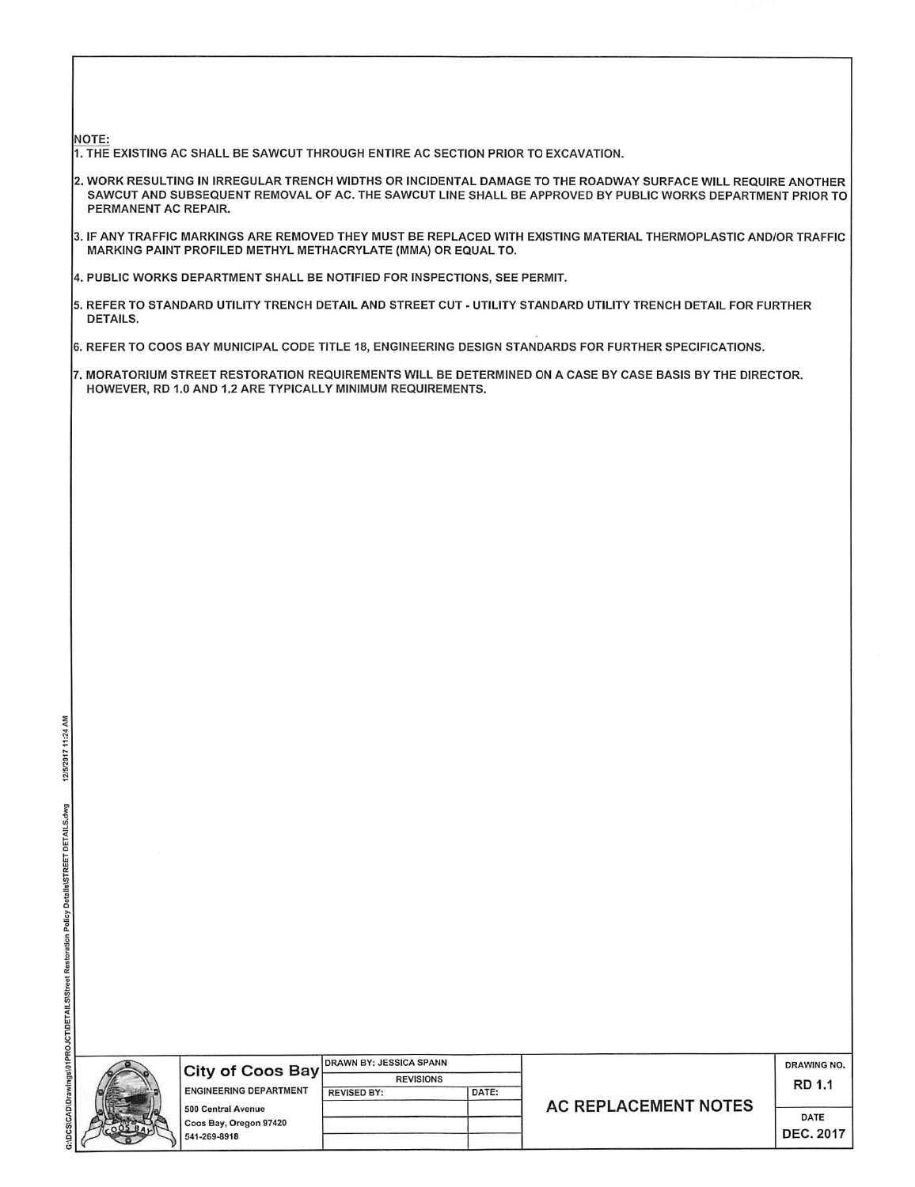NOTE:

1. THE EXISTING AC SHALL BE SAWCUT THROUGH ENTIRE AC SECTION PRIOR TO EXCAVATION.
2. WORK RESULTING IN IRREGULAR TRENCH WIDTHS OR INCIDENTAL DAMAGE TO THE ROADWAY SURFACE WILL REQUIRE ANOTHER SAWCUT AND SUBSEQUENT REMOVAL OF AC. THE SAWCUT LINE SHALL BE APPROVED BY PUBLIC WORKS DEPARTMENT PRIOR TO PERMANENT AC REPAIR.
3. IF ANY TRAFFIC MARKINGS ARE REMOVED THEY MUST BE REPLACED WITH EXISTING MATERIAL THERMOPLASTIC AND/OR TRAFFIC MARKING PAINT PROFILED METHYL METHACRYLATE (MMA) OR EQUAL TO.
4. PUBLIC WORKS DEPARTMENT SHALL BE NOTIFIED FOR INSPECTIONS, SEE PERMIT.
5. REFER TO STANDARD UTILITY TRENCH DETAIL AND STREET CUT - UTILITY STANDARD UTILITY TRENCH DETAIL FOR FURTHER DETAILS.
6. REFER TO COOS BAY MUNICIPAL CODE TITLE 18, ENGINEERING DESIGN STANDARDS FOR FURTHER SPECIFICATIONS.
7. MORATORIUM STREET RESTORATION REQUIREMENTS WILL BE DETERMINED ON A CASE BY CASE BASIS BY THE DIRECTOR. HOWEVER, RD 1.0 AND 1.2 ARE TYPICALLY MINIMUM REQUIREMENTS.

| City of Coos Bay<br>ENGINEERING DEPARTMENT<br>500 Central Avenue<br>Coos Bay, Oregon 97420<br>541-269-8918 | DRAWN BY: JESSICA SPANN | | AC REPLACEMENT NOTES | DRAWING NO.<br>RD 1.1 |
|---|---|---|---|---|
| | REVISIONS | | | |
| | REVISED BY: | DATE: | | DATE<br>DEC. 2017 |

G:\DCS\CAD\Drawings\01PROJECT\DETAILS\Street Restoration Policy Details\STREET DETAILS.dwg 12/5/2017 11:24 AM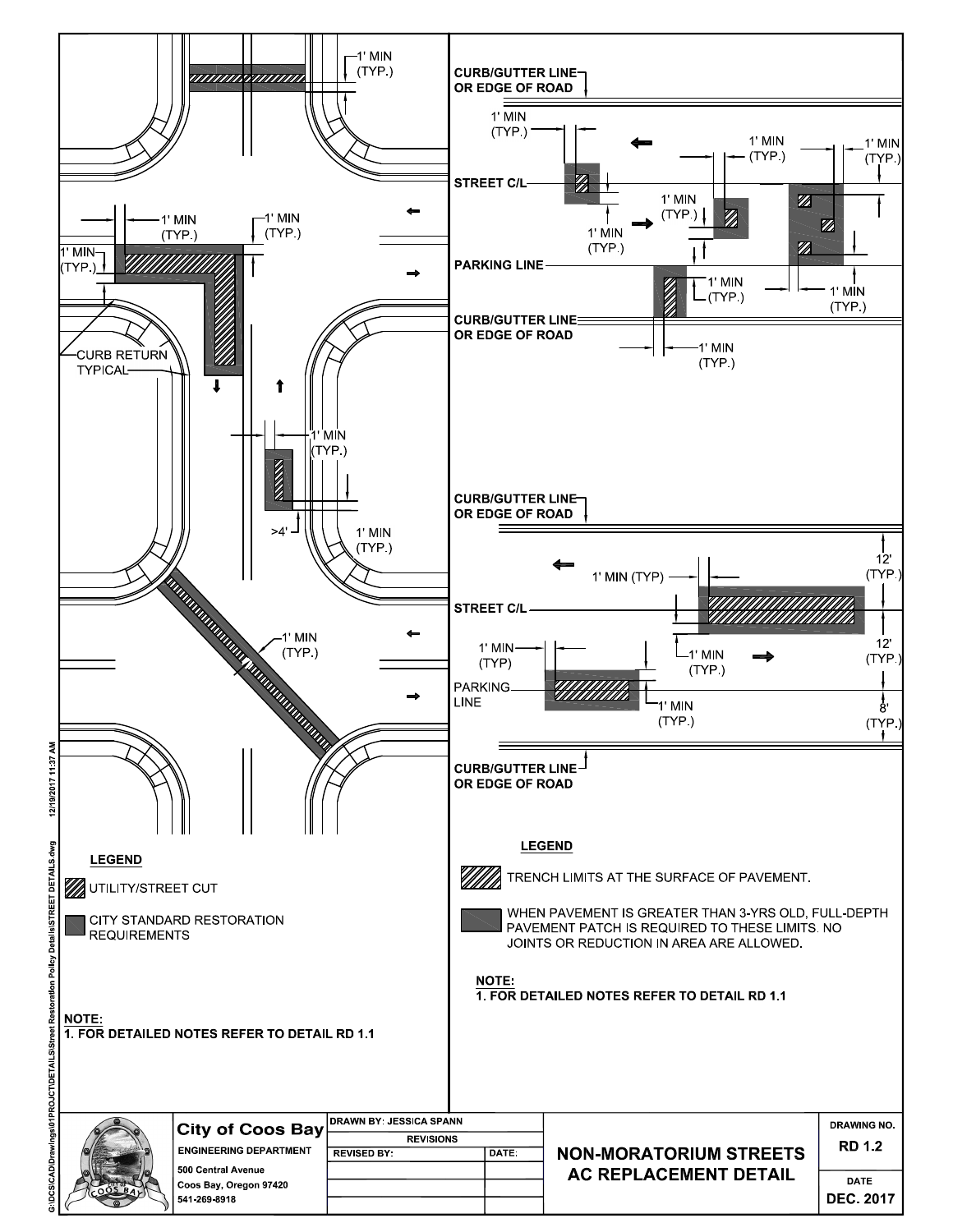1' MIN (TYP.)

1' MIN (TYP.)

1' MIN (TYP.)

1' MIN (TYP.)

CURB RETURN TYPICAL

1' MIN (TYP.)

>4'

1' MIN (TYP.)

1' MIN (TYP.)

## LEGEND

UTILITY/STREET CUT

CITY STANDARD RESTORATION REQUIREMENTS

**NOTE:**
1. FOR DETAILED NOTES REFER TO DETAIL RD 1.1

CURB/GUTTER LINE OR EDGE OF ROAD

1' MIN (TYP.)

1' MIN (TYP.)

1' MIN (TYP.)

STREET C/L

1' MIN (TYP.)

1' MIN (TYP.)

PARKING LINE

1' MIN (TYP.)

1' MIN (TYP.)

CURB/GUTTER LINE OR EDGE OF ROAD

1' MIN (TYP.)

CURB/GUTTER LINE OR EDGE OF ROAD

1' MIN (TYP)

12' (TYP.)

STREET C/L

1' MIN (TYP)

1' MIN (TYP.)

12' (TYP.)

PARKING LINE

1' MIN (TYP.)

8' (TYP.)

CURB/GUTTER LINE OR EDGE OF ROAD

## LEGEND

TRENCH LIMITS AT THE SURFACE OF PAVEMENT.

WHEN PAVEMENT IS GREATER THAN 3-YRS OLD, FULL-DEPTH PAVEMENT PATCH IS REQUIRED TO THESE LIMITS. NO JOINTS OR REDUCTION IN AREA ARE ALLOWED.

**NOTE:**
1. FOR DETAILED NOTES REFER TO DETAIL RD 1.1

G:\DCS\CAD\Drawings\01PROJCT\DETAILS\Street Restoration Policy Details\STREET DETAILS.dwg 12/19/2017 11:37 AM

| | | | | |
|---|---|---|---|---|
| **City of Coos Bay**<br>ENGINEERING DEPARTMENT<br>500 Central Avenue<br>Coos Bay, Oregon 97420<br>541-269-8918 | DRAWN BY: JESSICA SPANN<br>REVISIONS<br>REVISED BY: | DATE: | **NON-MORATORIUM STREETS AC REPLACEMENT DETAIL** | DRAWING NO.<br>**RD 1.2**<br>DATE<br>**DEC. 2017** |